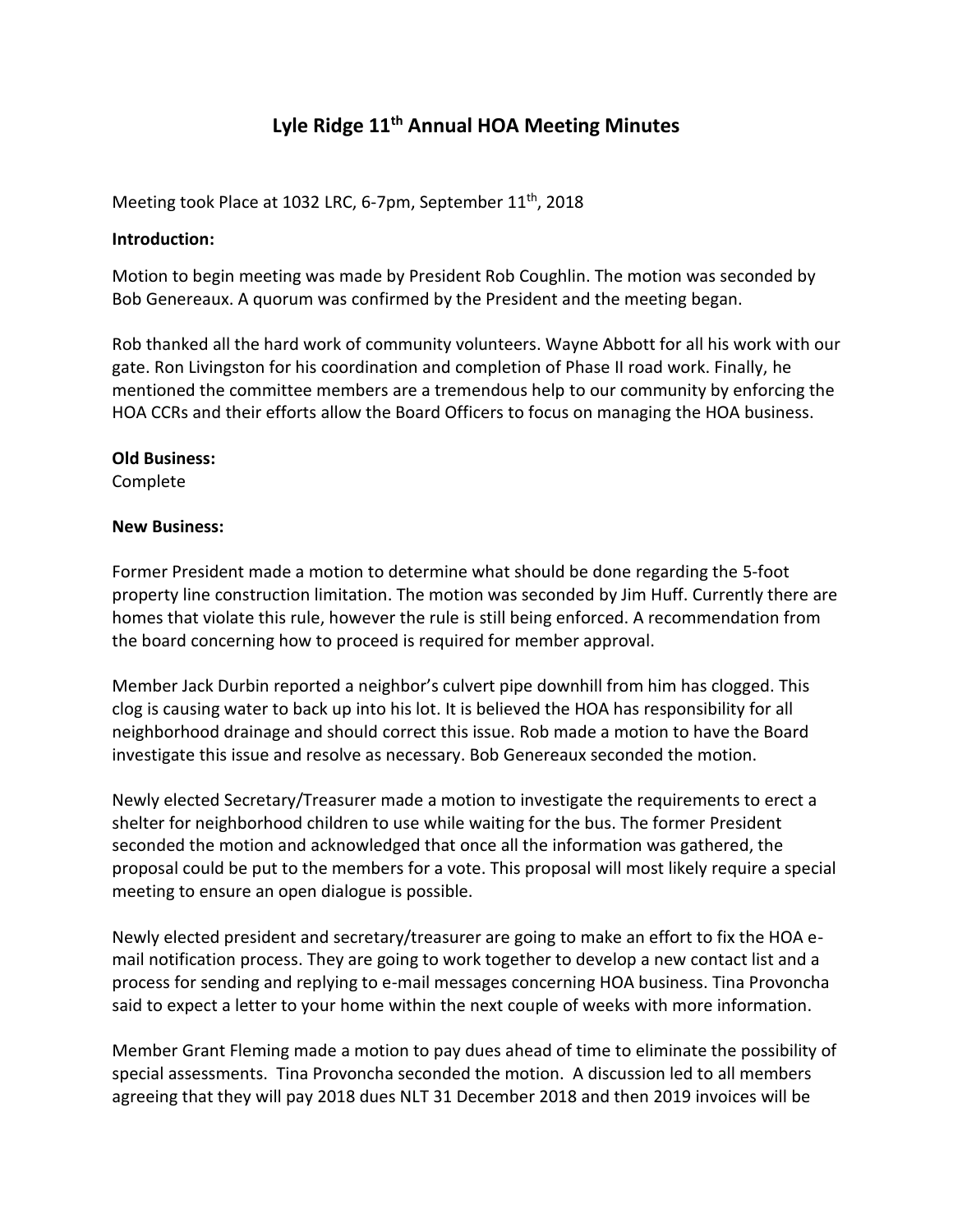# Lyle Ridge 11th Annual HOA Meeting Minutes

Meeting took Place at 1032 LRC, 6-7pm, September 11th, 2018

**Introduction:**

Motion to begin meeting was made by President Rob Coughlin. The motion was seconded by Bob Genereaux. A quorum was confirmed by the President and the meeting began.

Rob thanked all the hard work of community volunteers. Wayne Abbott for all his work with our gate. Ron Livingston for his coordination and completion of Phase II road work. Finally, he mentioned the committee members are a tremendous help to our community by enforcing the HOA CCRs and their efforts allow the Board Officers to focus on managing the HOA business.

**Old Business:**
Complete

**New Business:**

Former President made a motion to determine what should be done regarding the 5-foot property line construction limitation. The motion was seconded by Jim Huff. Currently there are homes that violate this rule, however the rule is still being enforced. A recommendation from the board concerning how to proceed is required for member approval.

Member Jack Durbin reported a neighbor's culvert pipe downhill from him has clogged. This clog is causing water to back up into his lot. It is believed the HOA has responsibility for all neighborhood drainage and should correct this issue. Rob made a motion to have the Board investigate this issue and resolve as necessary. Bob Genereaux seconded the motion.

Newly elected Secretary/Treasurer made a motion to investigate the requirements to erect a shelter for neighborhood children to use while waiting for the bus. The former President seconded the motion and acknowledged that once all the information was gathered, the proposal could be put to the members for a vote. This proposal will most likely require a special meeting to ensure an open dialogue is possible.

Newly elected president and secretary/treasurer are going to make an effort to fix the HOA e-mail notification process. They are going to work together to develop a new contact list and a process for sending and replying to e-mail messages concerning HOA business. Tina Provoncha said to expect a letter to your home within the next couple of weeks with more information.

Member Grant Fleming made a motion to pay dues ahead of time to eliminate the possibility of special assessments. Tina Provoncha seconded the motion. A discussion led to all members agreeing that they will pay 2018 dues NLT 31 December 2018 and then 2019 invoices will be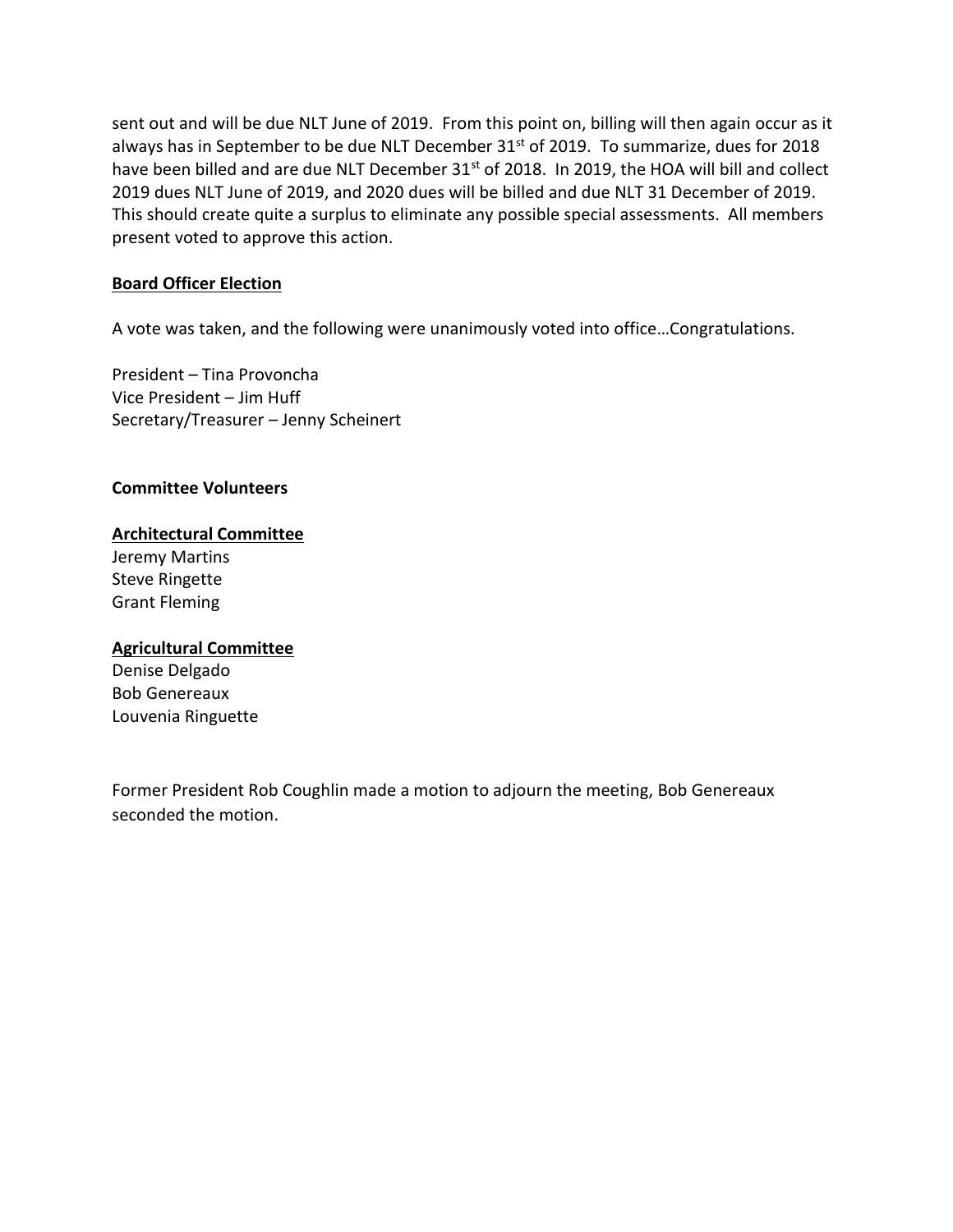sent out and will be due NLT June of 2019. From this point on, billing will then again occur as it always has in September to be due NLT December 31st of 2019. To summarize, dues for 2018 have been billed and are due NLT December 31st of 2018. In 2019, the HOA will bill and collect 2019 dues NLT June of 2019, and 2020 dues will be billed and due NLT 31 December of 2019. This should create quite a surplus to eliminate any possible special assessments. All members present voted to approve this action.

**Board Officer Election**

A vote was taken, and the following were unanimously voted into office…Congratulations.

President – Tina Provoncha
Vice President – Jim Huff
Secretary/Treasurer – Jenny Scheinert

**Committee Volunteers**

**Architectural Committee**
Jeremy Martins
Steve Ringette
Grant Fleming

**Agricultural Committee**
Denise Delgado
Bob Genereaux
Louvenia Ringuette

Former President Rob Coughlin made a motion to adjourn the meeting, Bob Genereaux seconded the motion.